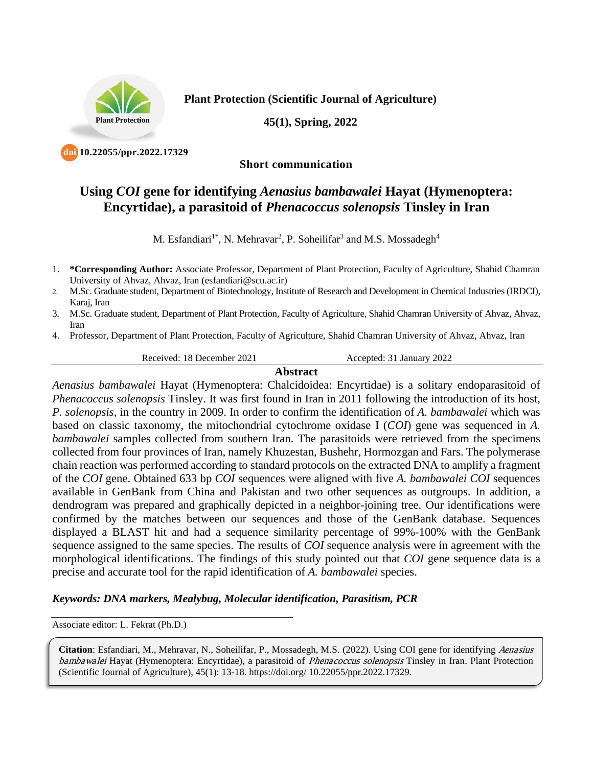**Plant Protection (Scientific Journal of Agriculture)**

**45(1), Spring, 2022**

**10.22055/ppr.2022.17329**

**Short communication**

# Using *COI* gene for identifying *Aenasius bambawalei* Hayat (Hymenoptera: Encyrtidae), a parasitoid of *Phenacoccus solenopsis* Tinsley in Iran

M. Esfandiari[1*], N. Mehravar[2], P. Soheilifar[3] and M.S. Mossadegh[4]

1. **\*Corresponding Author:** Associate Professor, Department of Plant Protection, Faculty of Agriculture, Shahid Chamran University of Ahvaz, Ahvaz, Iran (esfandiari@scu.ac.ir)
2. M.Sc. Graduate student, Department of Biotechnology, Institute of Research and Development in Chemical Industries (IRDCI), Karaj, Iran
3. M.Sc. Graduate student, Department of Plant Protection, Faculty of Agriculture, Shahid Chamran University of Ahvaz, Ahvaz, Iran
4. Professor, Department of Plant Protection, Faculty of Agriculture, Shahid Chamran University of Ahvaz, Ahvaz, Iran

Received: 18 December 2021 Accepted: 31 January 2022

## Abstract

*Aenasius bambawalei* Hayat (Hymenoptera: Chalcidoidea: Encyrtidae) is a solitary endoparasitoid of *Phenacoccus solenopsis* Tinsley. It was first found in Iran in 2011 following the introduction of its host, *P. solenopsis*, in the country in 2009. In order to confirm the identification of *A. bambawalei* which was based on classic taxonomy, the mitochondrial cytochrome oxidase I (*COI*) gene was sequenced in *A. bambawalei* samples collected from southern Iran. The parasitoids were retrieved from the specimens collected from four provinces of Iran, namely Khuzestan, Bushehr, Hormozgan and Fars. The polymerase chain reaction was performed according to standard protocols on the extracted DNA to amplify a fragment of the *COI* gene. Obtained 633 bp *COI* sequences were aligned with five *A. bambawalei COI* sequences available in GenBank from China and Pakistan and two other sequences as outgroups. In addition, a dendrogram was prepared and graphically depicted in a neighbor-joining tree. Our identifications were confirmed by the matches between our sequences and those of the GenBank database. Sequences displayed a BLAST hit and had a sequence similarity percentage of 99%-100% with the GenBank sequence assigned to the same species. The results of *COI* sequence analysis were in agreement with the morphological identifications. The findings of this study pointed out that *COI* gene sequence data is a precise and accurate tool for the rapid identification of *A. bambawalei* species.

***Keywords: DNA markers, Mealybug, Molecular identification, Parasitism, PCR***

Associate editor: L. Fekrat (Ph.D.)

**Citation**: Esfandiari, M., Mehravar, N., Soheilifar, P., Mossadegh, M.S. (2022). Using COI gene for identifying *Aenasius bambawalei* Hayat (Hymenoptera: Encyrtidae), a parasitoid of *Phenacoccus solenopsis* Tinsley in Iran. Plant Protection (Scientific Journal of Agriculture), 45(1): 13-18. https://doi.org/ 10.22055/ppr.2022.17329.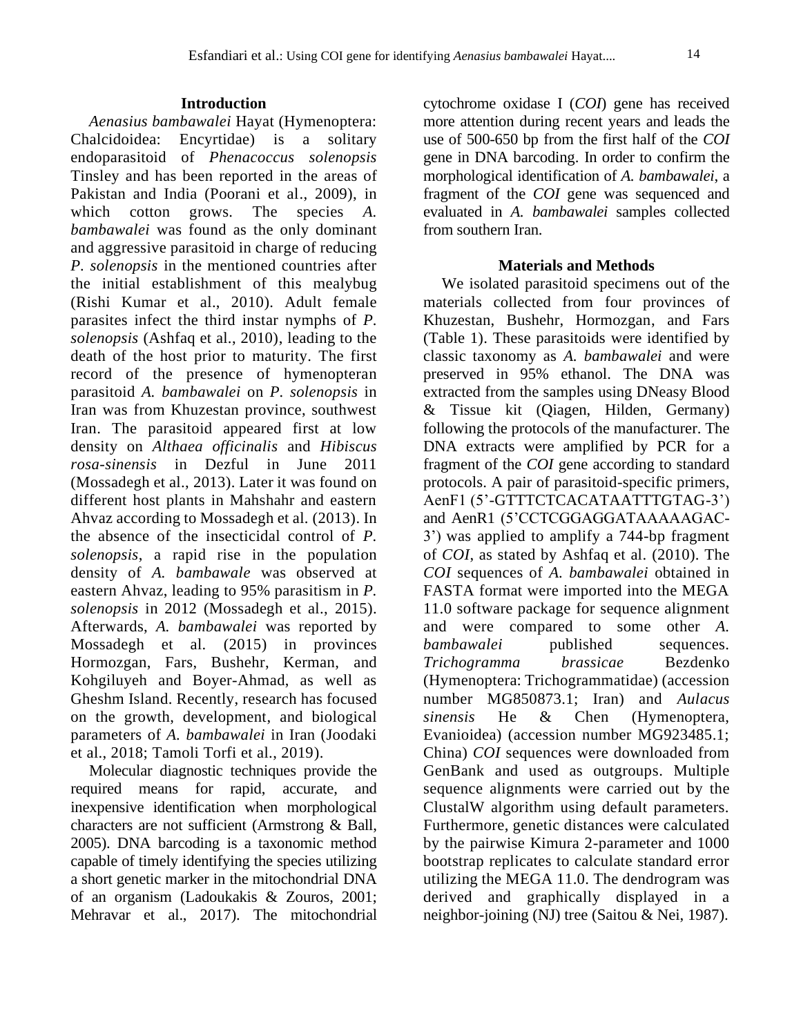## Introduction

*Aenasius bambawalei* Hayat (Hymenoptera: Chalcidoidea: Encyrtidae) is a solitary endoparasitoid of *Phenacoccus solenopsis* Tinsley and has been reported in the areas of Pakistan and India (Poorani et al., 2009), in which cotton grows. The species *A. bambawalei* was found as the only dominant and aggressive parasitoid in charge of reducing *P. solenopsis* in the mentioned countries after the initial establishment of this mealybug (Rishi Kumar et al., 2010). Adult female parasites infect the third instar nymphs of *P. solenopsis* (Ashfaq et al., 2010), leading to the death of the host prior to maturity. The first record of the presence of hymenopteran parasitoid *A. bambawalei* on *P. solenopsis* in Iran was from Khuzestan province, southwest Iran. The parasitoid appeared first at low density on *Althaea officinalis* and *Hibiscus rosa-sinensis* in Dezful in June 2011 (Mossadegh et al., 2013). Later it was found on different host plants in Mahshahr and eastern Ahvaz according to Mossadegh et al. (2013). In the absence of the insecticidal control of *P. solenopsis*, a rapid rise in the population density of *A. bambawale* was observed at eastern Ahvaz, leading to 95% parasitism in *P. solenopsis* in 2012 (Mossadegh et al., 2015). Afterwards, *A. bambawalei* was reported by Mossadegh et al. (2015) in provinces Hormozgan, Fars, Bushehr, Kerman, and Kohgiluyeh and Boyer-Ahmad, as well as Gheshm Island. Recently, research has focused on the growth, development, and biological parameters of *A. bambawalei* in Iran (Joodaki et al., 2018; Tamoli Torfi et al., 2019).

Molecular diagnostic techniques provide the required means for rapid, accurate, and inexpensive identification when morphological characters are not sufficient (Armstrong & Ball, 2005). DNA barcoding is a taxonomic method capable of timely identifying the species utilizing a short genetic marker in the mitochondrial DNA of an organism (Ladoukakis & Zouros, 2001; Mehravar et al., 2017). The mitochondrial cytochrome oxidase I (*COI*) gene has received more attention during recent years and leads the use of 500-650 bp from the first half of the *COI* gene in DNA barcoding. In order to confirm the morphological identification of *A. bambawalei*, a fragment of the *COI* gene was sequenced and evaluated in *A. bambawalei* samples collected from southern Iran.

## Materials and Methods

We isolated parasitoid specimens out of the materials collected from four provinces of Khuzestan, Bushehr, Hormozgan, and Fars (Table 1). These parasitoids were identified by classic taxonomy as *A. bambawalei* and were preserved in 95% ethanol. The DNA was extracted from the samples using DNeasy Blood & Tissue kit (Qiagen, Hilden, Germany) following the protocols of the manufacturer. The DNA extracts were amplified by PCR for a fragment of the *COI* gene according to standard protocols. A pair of parasitoid-specific primers, AenF1 (5'-GTTTCTCACATAATTTGTAG-3') and AenR1 (5'CCTCGGAGGATAAAAAGAC-3') was applied to amplify a 744-bp fragment of *COI*, as stated by Ashfaq et al. (2010). The *COI* sequences of *A. bambawalei* obtained in FASTA format were imported into the MEGA 11.0 software package for sequence alignment and were compared to some other *A. bambawalei* published sequences. *Trichogramma brassicae* Bezdenko (Hymenoptera: Trichogrammatidae) (accession number MG850873.1; Iran) and *Aulacus sinensis* He & Chen (Hymenoptera, Evanioidea) (accession number MG923485.1; China) *COI* sequences were downloaded from GenBank and used as outgroups. Multiple sequence alignments were carried out by the ClustalW algorithm using default parameters. Furthermore, genetic distances were calculated by the pairwise Kimura 2-parameter and 1000 bootstrap replicates to calculate standard error utilizing the MEGA 11.0. The dendrogram was derived and graphically displayed in a neighbor-joining (NJ) tree (Saitou & Nei, 1987).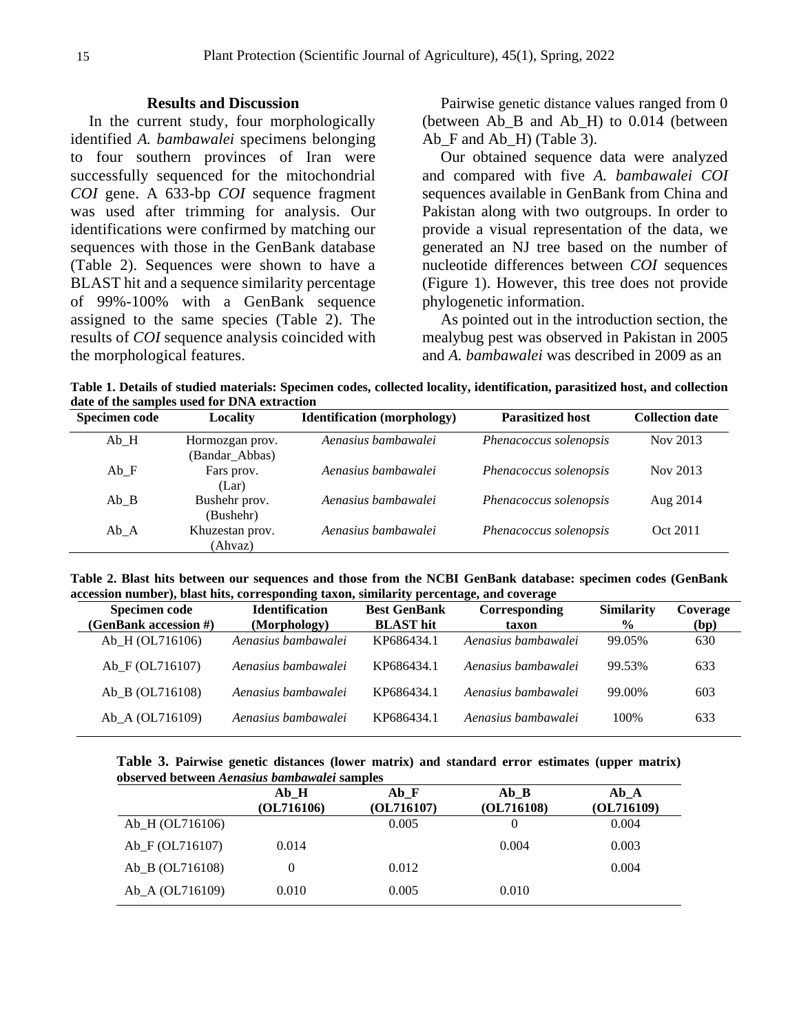## Results and Discussion

In the current study, four morphologically identified *A. bambawalei* specimens belonging to four southern provinces of Iran were successfully sequenced for the mitochondrial *COI* gene. A 633-bp *COI* sequence fragment was used after trimming for analysis. Our identifications were confirmed by matching our sequences with those in the GenBank database (Table 2). Sequences were shown to have a BLAST hit and a sequence similarity percentage of 99%-100% with a GenBank sequence assigned to the same species (Table 2). The results of *COI* sequence analysis coincided with the morphological features.

Pairwise genetic distance values ranged from 0 (between Ab_B and Ab_H) to 0.014 (between Ab_F and Ab_H) (Table 3).

Our obtained sequence data were analyzed and compared with five *A. bambawalei COI* sequences available in GenBank from China and Pakistan along with two outgroups. In order to provide a visual representation of the data, we generated an NJ tree based on the number of nucleotide differences between *COI* sequences (Figure 1). However, this tree does not provide phylogenetic information.

As pointed out in the introduction section, the mealybug pest was observed in Pakistan in 2005 and *A. bambawalei* was described in 2009 as an

**Table 1. Details of studied materials: Specimen codes, collected locality, identification, parasitized host, and collection date of the samples used for DNA extraction**

| Specimen code | Locality | Identification (morphology) | Parasitized host | Collection date |
|---|---|---|---|---|
| Ab_H | Hormozgan prov. (Bandar_Abbas) | *Aenasius bambawalei* | *Phenacoccus solenopsis* | Nov 2013 |
| Ab_F | Fars prov. (Lar) | *Aenasius bambawalei* | *Phenacoccus solenopsis* | Nov 2013 |
| Ab_B | Bushehr prov. (Bushehr) | *Aenasius bambawalei* | *Phenacoccus solenopsis* | Aug 2014 |
| Ab_A | Khuzestan prov. (Ahvaz) | *Aenasius bambawalei* | *Phenacoccus solenopsis* | Oct 2011 |

**Table 2. Blast hits between our sequences and those from the NCBI GenBank database: specimen codes (GenBank accession number), blast hits, corresponding taxon, similarity percentage, and coverage**

| Specimen code (GenBank accession #) | Identification (Morphology) | Best GenBank BLAST hit | Corresponding taxon | Similarity % | Coverage (bp) |
|---|---|---|---|---|---|
| Ab_H (OL716106) | *Aenasius bambawalei* | KP686434.1 | *Aenasius bambawalei* | 99.05% | 630 |
| Ab_F (OL716107) | *Aenasius bambawalei* | KP686434.1 | *Aenasius bambawalei* | 99.53% | 633 |
| Ab_B (OL716108) | *Aenasius bambawalei* | KP686434.1 | *Aenasius bambawalei* | 99.00% | 603 |
| Ab_A (OL716109) | *Aenasius bambawalei* | KP686434.1 | *Aenasius bambawalei* | 100% | 633 |

**Table 3. Pairwise genetic distances (lower matrix) and standard error estimates (upper matrix) observed between *Aenasius bambawalei* samples**

| | Ab_H (OL716106) | Ab_F (OL716107) | Ab_B (OL716108) | Ab_A (OL716109) |
|---|---|---|---|---|
| Ab_H (OL716106) | | 0.005 | 0 | 0.004 |
| Ab_F (OL716107) | 0.014 | | 0.004 | 0.003 |
| Ab_B (OL716108) | 0 | 0.012 | | 0.004 |
| Ab_A (OL716109) | 0.010 | 0.005 | 0.010 | |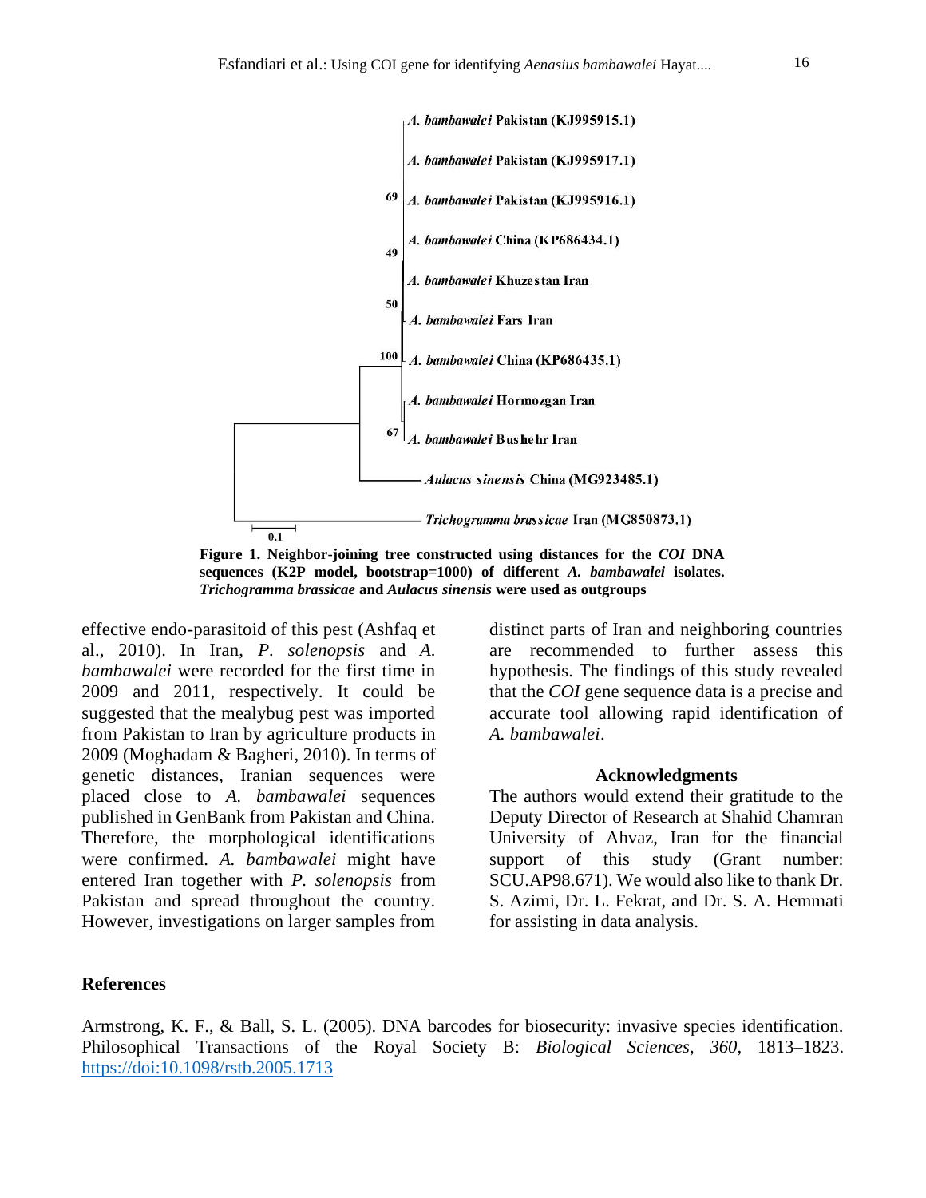**Figure 1. Neighbor-joining tree constructed using distances for the *COI* DNA sequences (K2P model, bootstrap=1000) of different *A. bambawalei* isolates. *Trichogramma brassicae* and *Aulacus sinensis* were used as outgroups**

effective endo-parasitoid of this pest (Ashfaq et al., 2010). In Iran, *P. solenopsis* and *A. bambawalei* were recorded for the first time in 2009 and 2011, respectively. It could be suggested that the mealybug pest was imported from Pakistan to Iran by agriculture products in 2009 (Moghadam & Bagheri, 2010). In terms of genetic distances, Iranian sequences were placed close to *A. bambawalei* sequences published in GenBank from Pakistan and China. Therefore, the morphological identifications were confirmed. *A. bambawalei* might have entered Iran together with *P. solenopsis* from Pakistan and spread throughout the country. However, investigations on larger samples from distinct parts of Iran and neighboring countries are recommended to further assess this hypothesis. The findings of this study revealed that the *COI* gene sequence data is a precise and accurate tool allowing rapid identification of *A. bambawalei*.

## Acknowledgments

The authors would extend their gratitude to the Deputy Director of Research at Shahid Chamran University of Ahvaz, Iran for the financial support of this study (Grant number: SCU.AP98.671). We would also like to thank Dr. S. Azimi, Dr. L. Fekrat, and Dr. S. A. Hemmati for assisting in data analysis.

## References

Armstrong, K. F., & Ball, S. L. (2005). DNA barcodes for biosecurity: invasive species identification. Philosophical Transactions of the Royal Society B: *Biological Sciences*, *360*, 1813–1823. https://doi:10.1098/rstb.2005.1713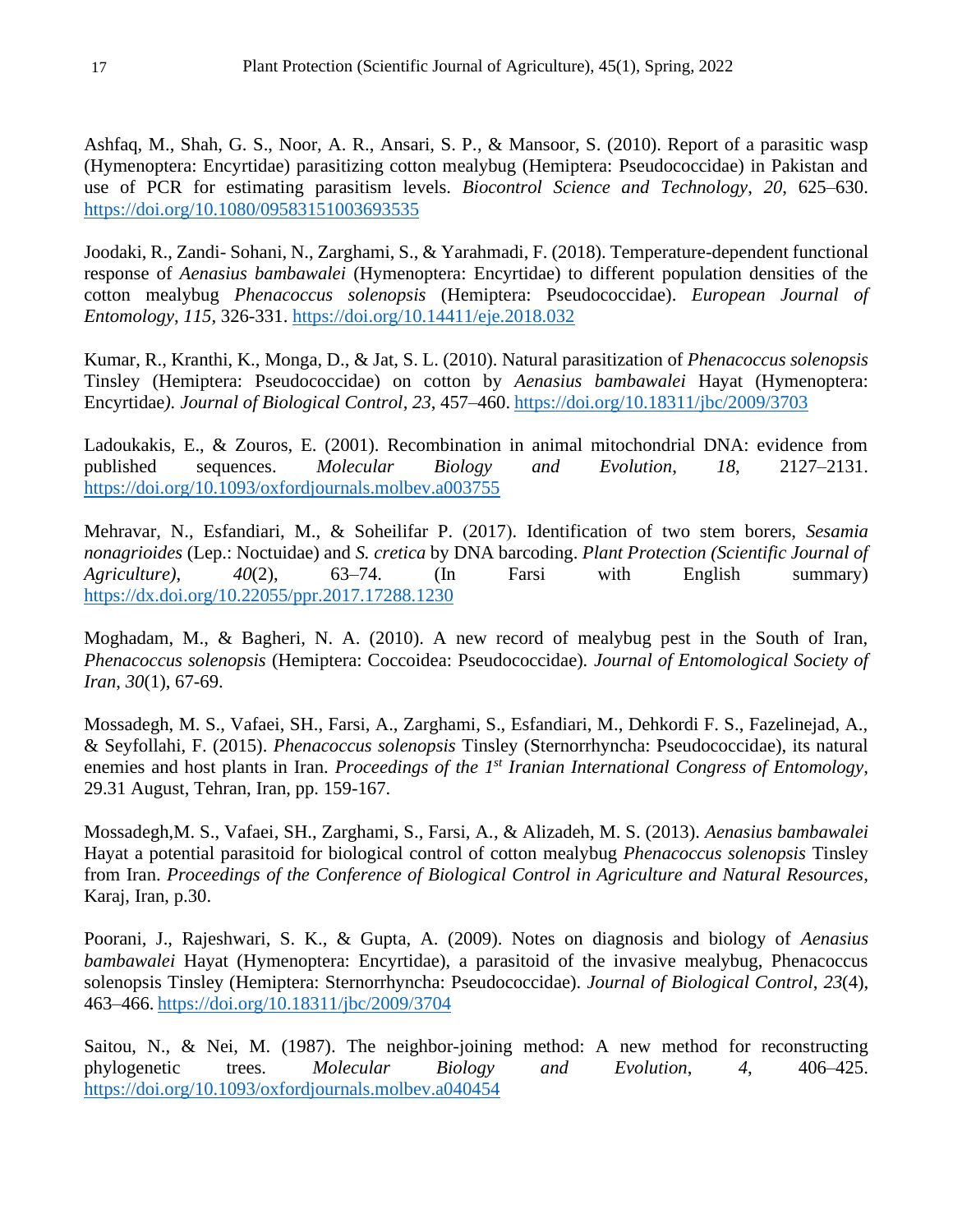Ashfaq, M., Shah, G. S., Noor, A. R., Ansari, S. P., & Mansoor, S. (2010). Report of a parasitic wasp (Hymenoptera: Encyrtidae) parasitizing cotton mealybug (Hemiptera: Pseudococcidae) in Pakistan and use of PCR for estimating parasitism levels. *Biocontrol Science and Technology*, *20*, 625–630. https://doi.org/10.1080/09583151003693535

Joodaki, R., Zandi- Sohani, N., Zarghami, S., & Yarahmadi, F. (2018). Temperature-dependent functional response of *Aenasius bambawalei* (Hymenoptera: Encyrtidae) to different population densities of the cotton mealybug *Phenacoccus solenopsis* (Hemiptera: Pseudococcidae). *European Journal of Entomology*, *115*, 326-331. https://doi.org/10.14411/eje.2018.032

Kumar, R., Kranthi, K., Monga, D., & Jat, S. L. (2010). Natural parasitization of *Phenacoccus solenopsis* Tinsley (Hemiptera: Pseudococcidae) on cotton by *Aenasius bambawalei* Hayat (Hymenoptera: Encyrtidae). *Journal of Biological Control*, *23*, 457–460. https://doi.org/10.18311/jbc/2009/3703

Ladoukakis, E., & Zouros, E. (2001). Recombination in animal mitochondrial DNA: evidence from published sequences. *Molecular Biology and Evolution*, *18*, 2127–2131. https://doi.org/10.1093/oxfordjournals.molbev.a003755

Mehravar, N., Esfandiari, M., & Soheilifar P. (2017). Identification of two stem borers, *Sesamia nonagrioides* (Lep.: Noctuidae) and *S. cretica* by DNA barcoding. *Plant Protection (Scientific Journal of Agriculture)*, *40*(2), 63–74. (In Farsi with English summary) https://dx.doi.org/10.22055/ppr.2017.17288.1230

Moghadam, M., & Bagheri, N. A. (2010). A new record of mealybug pest in the South of Iran, *Phenacoccus solenopsis* (Hemiptera: Coccoidea: Pseudococcidae). *Journal of Entomological Society of Iran*, *30*(1), 67-69.

Mossadegh, M. S., Vafaei, SH., Farsi, A., Zarghami, S., Esfandiari, M., Dehkordi F. S., Fazelinejad, A., & Seyfollahi, F. (2015). *Phenacoccus solenopsis* Tinsley (Sternorrhyncha: Pseudococcidae), its natural enemies and host plants in Iran. *Proceedings of the 1st Iranian International Congress of Entomology*, 29.31 August, Tehran, Iran, pp. 159-167.

Mossadegh,M. S., Vafaei, SH., Zarghami, S., Farsi, A., & Alizadeh, M. S. (2013). *Aenasius bambawalei* Hayat a potential parasitoid for biological control of cotton mealybug *Phenacoccus solenopsis* Tinsley from Iran. *Proceedings of the Conference of Biological Control in Agriculture and Natural Resources*, Karaj, Iran, p.30.

Poorani, J., Rajeshwari, S. K., & Gupta, A. (2009). Notes on diagnosis and biology of *Aenasius bambawalei* Hayat (Hymenoptera: Encyrtidae), a parasitoid of the invasive mealybug, Phenacoccus solenopsis Tinsley (Hemiptera: Sternorrhyncha: Pseudococcidae). *Journal of Biological Control*, *23*(4), 463–466. https://doi.org/10.18311/jbc/2009/3704

Saitou, N., & Nei, M. (1987). The neighbor-joining method: A new method for reconstructing phylogenetic trees. *Molecular Biology and Evolution*, *4*, 406–425. https://doi.org/10.1093/oxfordjournals.molbev.a040454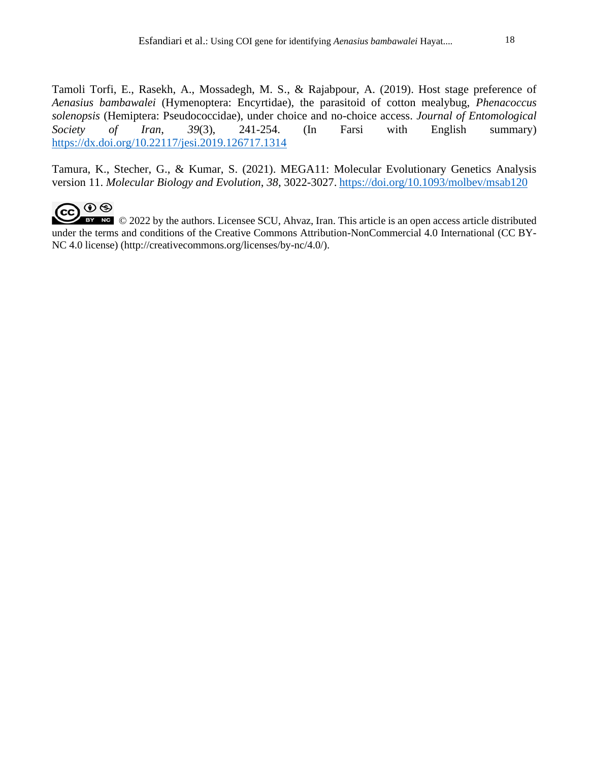Tamoli Torfi, E., Rasekh, A., Mossadegh, M. S., & Rajabpour, A. (2019). Host stage preference of *Aenasius bambawalei* (Hymenoptera: Encyrtidae), the parasitoid of cotton mealybug, *Phenacoccus solenopsis* (Hemiptera: Pseudococcidae), under choice and no-choice access. *Journal of Entomological Society of Iran*, *39*(3), 241-254. (In Farsi with English summary) https://dx.doi.org/10.22117/jesi.2019.126717.1314

Tamura, K., Stecher, G., & Kumar, S. (2021). MEGA11: Molecular Evolutionary Genetics Analysis version 11. *Molecular Biology and Evolution*, *38*, 3022-3027. https://doi.org/10.1093/molbev/msab120

© 2022 by the authors. Licensee SCU, Ahvaz, Iran. This article is an open access article distributed under the terms and conditions of the Creative Commons Attribution-NonCommercial 4.0 International (CC BY-NC 4.0 license) (http://creativecommons.org/licenses/by-nc/4.0/).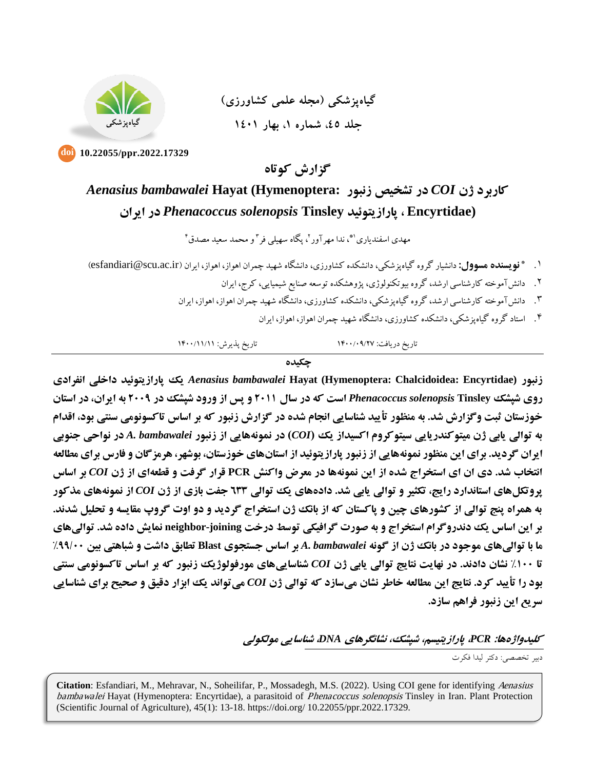گیاه‌پزشکی (مجله علمی کشاورزی)

جلد ٤٥، شماره ١، بهار ١٤٠١

10.22055/ppr.2022.17329

## گزارش کوتاه

# کاربرد ژن *COI* در تشخیص زنبور *Aenasius bambawalei* Hayat (Hymenoptera: Encyrtidae)، پارازیتوئید *Phenacoccus solenopsis* Tinsley در ایران

مهدی اسفندیاری[1*]، ندا مهرآور[2]، پگاه سهیلی فر[3] و محمد سعید مصدق[4]

۱. *نویسنده مسوول: دانشیار گروه گیاه‌پزشکی، دانشکده کشاورزی، دانشگاه شهید چمران اهواز، اهواز، ایران (esfandiari@scu.ac.ir)

۲. دانش‌آموخته کارشناسی ارشد، گروه بیوتکنولوژی، پژوهشکده توسعه صنایع شیمیایی، کرج، ایران

۳. دانش‌آموخته کارشناسی ارشد، گروه گیاه‌پزشکی، دانشکده کشاورزی، دانشگاه شهید چمران اهواز، اهواز، ایران

۴. استاد گروه گیاه‌پزشکی، دانشکده کشاورزی، دانشگاه شهید چمران اهواز، اهواز، ایران

تاریخ دریافت: ۱۴۰۰/۰۹/۲۷    تاریخ پذیرش: ۱۴۰۰/۱۱/۱۱

## چکیده

**زنبور *Aenasius bambawalei* Hayat (Hymenoptera: Chalcidoidea: Encyrtidae) یک پارازیتوئید داخلی انفرادی روی شپشک *Phenacoccus solenopsis* Tinsley است که در سال ۲۰۱۱ و پس از ورود شپشک در ۲۰۰۹ به ایران، در استان خوزستان ثبت وگزارش شد. به منظور تأیید شناسایی انجام شده در گزارش زنبور که بر اساس تاکسونومی سنتی بود، اقدام به توالی یابی ژن میتوکندریایی سیتوکروم اکسیداز یک (*COI*) در نمونه‌هایی از زنبور *A. bambawalei* در نواحی جنوبی ایران گردید. برای این منظور نمونه‌هایی از زنبور پارازیتوئید از استان‌های خوزستان، بوشهر، هرمزگان و فارس برای مطالعه انتخاب شد. دی ان ای استخراج شده از این نمونه‌ها در معرض واکنش PCR قرار گرفت و قطعه‌ای از ژن *COI* بر اساس پروتکل‌های استاندارد رایج، تکثیر و توالی یابی شد. داده‌های یک توالی ٦٣٣ جفت بازی از ژن *COI* از نمونه‌های مذکور به همراه پنج توالی از کشورهای چین و پاکستان که از بانک ژن استخراج گردید و دو اوت گروپ مقایسه و تحلیل شدند. بر این اساس یک دندروگرام استخراج و به صورت گرافیکی توسط درخت neighbor-joining نمایش داده شد. توالی‌های ما با توالی‌های موجود در بانک ژن از گونه *A. bambawalei* بر اساس جستجوی Blast تطابق داشت و شباهتی بین ٩٩/٠٠٪ تا ١٠٠٪ نشان دادند. در نهایت نتایج توالی یابی ژن *COI* شناسایی‌های مورفولوژیک زنبور که بر اساس تاکسونومی سنتی بود را تأیید کرد. نتایج این مطالعه خاطر نشان می‌سازد که توالی ژن *COI* می‌تواند یک ابزار دقیق و صحیح برای شناسایی سریع این زنبور فراهم سازد.**

***کلیدواژه‌ها:* PCR، *پارازیتیسم، شپشک، نشانگرهای* DNA، *شناسایی مولکولی***

دبیر تخصصی: دکتر لیدا فکرت

**Citation**: Esfandiari, M., Mehravar, N., Soheilifar, P., Mossadegh, M.S. (2022). Using COI gene for identifying *Aenasius bambawalei* Hayat (Hymenoptera: Encyrtidae), a parasitoid of *Phenacoccus solenopsis* Tinsley in Iran. Plant Protection (Scientific Journal of Agriculture), 45(1): 13-18. https://doi.org/ 10.22055/ppr.2022.17329.